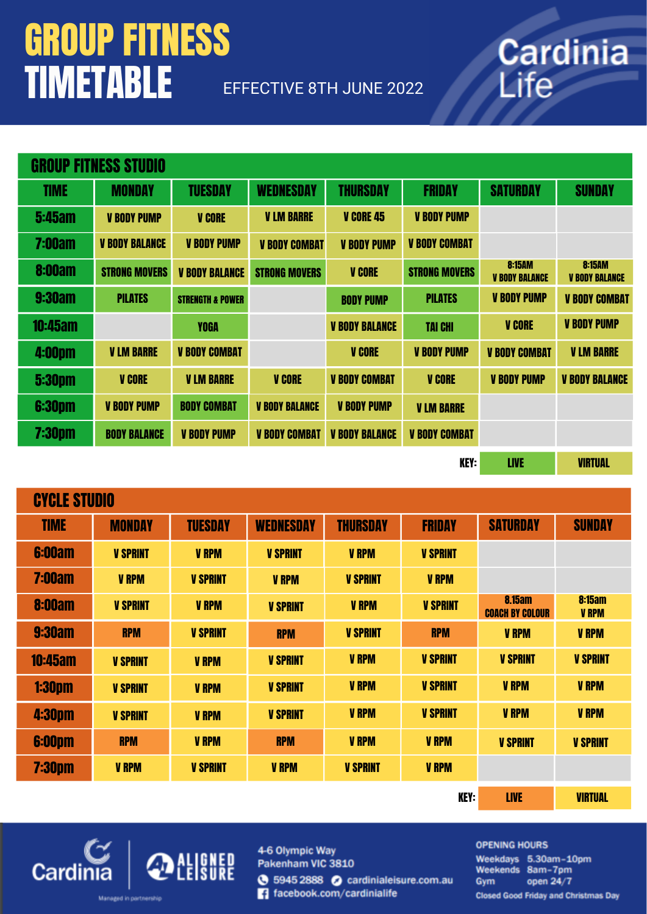# GROUP FITNESS TIMETABLE

EFFECTIVE 8TH JUNE 2022

Cardinia Life

## GROUP FITNESS STUDIO

| TIME | MONDAY | TUESDAY | WEDNESDAY | THURSDAY | FRIDAY | SATURDAY | SUNDAY |
|---|---|---|---|---|---|---|---|
| 5:45am | V BODY PUMP | V CORE | V LM BARRE | V CORE 45 | V BODY PUMP | | |
| 7:00am | V BODY BALANCE | V BODY PUMP | V BODY COMBAT | V BODY PUMP | V BODY COMBAT | | |
| 8:00am | STRONG MOVERS | V BODY BALANCE | STRONG MOVERS | V CORE | STRONG MOVERS | 8:15AM V BODY BALANCE | 8:15AM V BODY BALANCE |
| 9:30am | PILATES | STRENGTH & POWER | | BODY PUMP | PILATES | V BODY PUMP | V BODY COMBAT |
| 10:45am | | YOGA | | V BODY BALANCE | TAI CHI | V CORE | V BODY PUMP |
| 4:00pm | V LM BARRE | V BODY COMBAT | | V CORE | V BODY PUMP | V BODY COMBAT | V LM BARRE |
| 5:30pm | V CORE | V LM BARRE | V CORE | V BODY COMBAT | V CORE | V BODY PUMP | V BODY BALANCE |
| 6:30pm | V BODY PUMP | BODY COMBAT | V BODY BALANCE | V BODY PUMP | V LM BARRE | | |
| 7:30pm | BODY BALANCE | V BODY PUMP | V BODY COMBAT | V BODY BALANCE | V BODY COMBAT | | |

KEY: LIVE | VIRTUAL

## CYCLE STUDIO

| TIME | MONDAY | TUESDAY | WEDNESDAY | THURSDAY | FRIDAY | SATURDAY | SUNDAY |
|---|---|---|---|---|---|---|---|
| 6:00am | V SPRINT | V RPM | V SPRINT | V RPM | V SPRINT | | |
| 7:00am | V RPM | V SPRINT | V RPM | V SPRINT | V RPM | | |
| 8:00am | V SPRINT | V RPM | V SPRINT | V RPM | V SPRINT | 8.15am COACH BY COLOUR | 8:15am V RPM |
| 9:30am | RPM | V SPRINT | RPM | V SPRINT | RPM | V RPM | V RPM |
| 10:45am | V SPRINT | V RPM | V SPRINT | V RPM | V SPRINT | V SPRINT | V SPRINT |
| 1:30pm | V SPRINT | V RPM | V SPRINT | V RPM | V SPRINT | V RPM | V RPM |
| 4:30pm | V SPRINT | V RPM | V SPRINT | V RPM | V SPRINT | V RPM | V RPM |
| 6:00pm | RPM | V RPM | RPM | V RPM | V RPM | V SPRINT | V SPRINT |
| 7:30pm | V RPM | V SPRINT | V RPM | V SPRINT | V RPM | | |

KEY: LIVE | VIRTUAL

Cardinia | ALIGNED LEISURE

Managed in partnership

4-6 Olympic Way
Pakenham VIC 3810
5945 2888 cardinialeisure.com.au
facebook.com/cardinialife

OPENING HOURS
Weekdays 5.30am-10pm
Weekends 8am-7pm
Gym open 24/7
Closed Good Friday and Christmas Day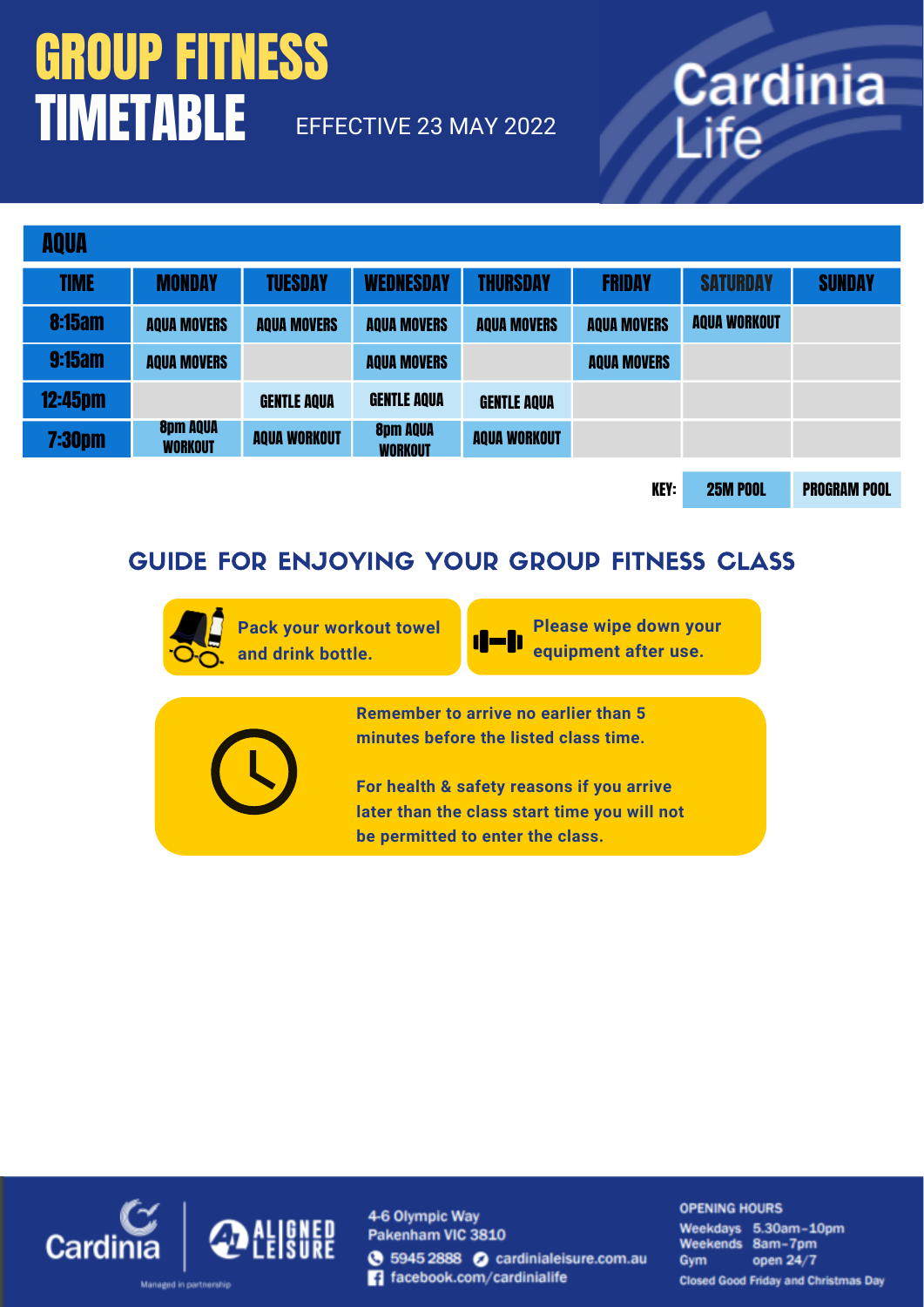# GROUP FITNESS TIMETABLE

EFFECTIVE 23 MAY 2022

Cardinia Life

## AQUA

| TIME | MONDAY | TUESDAY | WEDNESDAY | THURSDAY | FRIDAY | SATURDAY | SUNDAY |
|---|---|---|---|---|---|---|---|
| 8:15am | AQUA MOVERS | AQUA MOVERS | AQUA MOVERS | AQUA MOVERS | AQUA MOVERS | AQUA WORKOUT | |
| 9:15am | AQUA MOVERS | | AQUA MOVERS | | AQUA MOVERS | | |
| 12:45pm | | GENTLE AQUA | GENTLE AQUA | GENTLE AQUA | | | |
| 7:30pm | 8pm AQUA WORKOUT | AQUA WORKOUT | 8pm AQUA WORKOUT | AQUA WORKOUT | | | |

KEY: 25M POOL | PROGRAM POOL

## GUIDE FOR ENJOYING YOUR GROUP FITNESS CLASS

Pack your workout towel and drink bottle.

Please wipe down your equipment after use.

Remember to arrive no earlier than 5 minutes before the listed class time.

For health & safety reasons if you arrive later than the class start time you will not be permitted to enter the class.

Cardinia | ALIGNED LEISURE

Managed in partnership

4-6 Olympic Way
Pakenham VIC 3810
5945 2888 cardinialeisure.com.au
facebook.com/cardinialife

OPENING HOURS
Weekdays 5.30am-10pm
Weekends 8am-7pm
Gym open 24/7
Closed Good Friday and Christmas Day